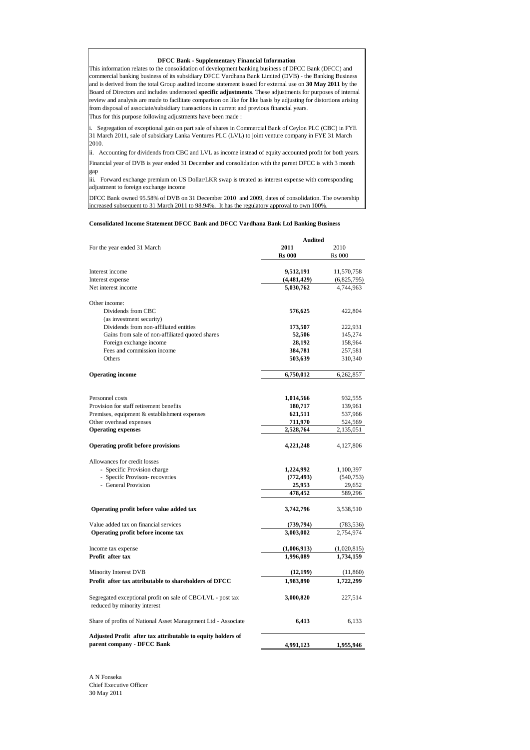### DFCC Bank - Supplementary Financial Information

This information relates to the consolidation of development banking business of DFCC Bank (DFCC) and commercial banking business of its subsidiary DFCC Vardhana Bank Limited (DVB) - the Banking Business and is derived from the total Group audited income statement issued for external use on **30 May 2011** by the Board of Directors and includes undernoted **specific adjustments**. These adjustments for purposes of internal review and analysis are made to facilitate comparison on like for like basis by adjusting for distortions arising from disposal of associate/subsidiary transactions in current and previous financial years.
Thus for this purpose following adjustments have been made :

i. Segregation of exceptional gain on part sale of shares in Commercial Bank of Ceylon PLC (CBC) in FYE 31 March 2011, sale of subsidiary Lanka Ventures PLC (LVL) to joint venture company in FYE 31 March 2010.

ii. Accounting for dividends from CBC and LVL as income instead of equity accounted profit for both years.

Financial year of DVB is year ended 31 December and consolidation with the parent DFCC is with 3 month gap

iii. Forward exchange premium on US Dollar/LKR swap is treated as interest expense with corresponding adjustment to foreign exchange income

DFCC Bank owned 95.58% of DVB on 31 December 2010 and 2009, dates of consolidation. The ownership increased subsequent to 31 March 2011 to 98.94%. It has the regulatory approval to own 100%.

**Consolidated Income Statement DFCC Bank and DFCC Vardhana Bank Ltd Banking Business**

| | **Audited** | |
|---|---|---|
| For the year ended 31 March | **2011** | 2010 |
| | **Rs 000** | Rs 000 |
| Interest income | **9,512,191** | 11,570,758 |
| Interest expense | **(4,481,429)** | (6,825,795) |
| Net interest income | **5,030,762** | 4,744,963 |
| Other income: | | |
| Dividends from CBC (as investment security) | **576,625** | 422,804 |
| Dividends from non-affiliated entities | **173,507** | 222,931 |
| Gains from sale of non-affiliated quoted shares | **52,506** | 145,274 |
| Foreign exchange income | **28,192** | 158,964 |
| Fees and commission income | **384,781** | 257,581 |
| Others | **503,639** | 310,340 |
| **Operating income** | **6,750,012** | 6,262,857 |
| Personnel costs | **1,014,566** | 932,555 |
| Provision for staff retirement benefits | **180,717** | 139,961 |
| Premises, equipment & establishment expenses | **621,511** | 537,966 |
| Other overhead expenses | **711,970** | 524,569 |
| **Operating expenses** | **2,528,764** | 2,135,051 |
| **Operating profit before provisions** | **4,221,248** | 4,127,806 |
| Allowances for credit losses | | |
| - Specific Provision charge | **1,224,992** | 1,100,397 |
| - Specifc Provison- recoveries | **(772,493)** | (540,753) |
| - General Provision | **25,953** | 29,652 |
| | **478,452** | 589,296 |
| **Operating profit before value added tax** | **3,742,796** | 3,538,510 |
| Value added tax on financial services | **(739,794)** | (783,536) |
| **Operating profit before income tax** | **3,003,002** | 2,754,974 |
| Income tax expense | **(1,006,913)** | (1,020,815) |
| **Profit after tax** | **1,996,089** | **1,734,159** |
| Minority Interest DVB | **(12,199)** | (11,860) |
| **Profit after tax attributable to shareholders of DFCC** | **1,983,890** | **1,722,299** |
| Segregated exceptional profit on sale of CBC/LVL - post tax reduced by minority interest | **3,000,820** | 227,514 |
| Share of profits of National Asset Management Ltd - Associate | **6,413** | 6,133 |
| **Adjusted Profit after tax attributable to equity holders of parent company - DFCC Bank** | **4,991,123** | **1,955,946** |

A N Fonseka
Chief Executive Officer
30 May 2011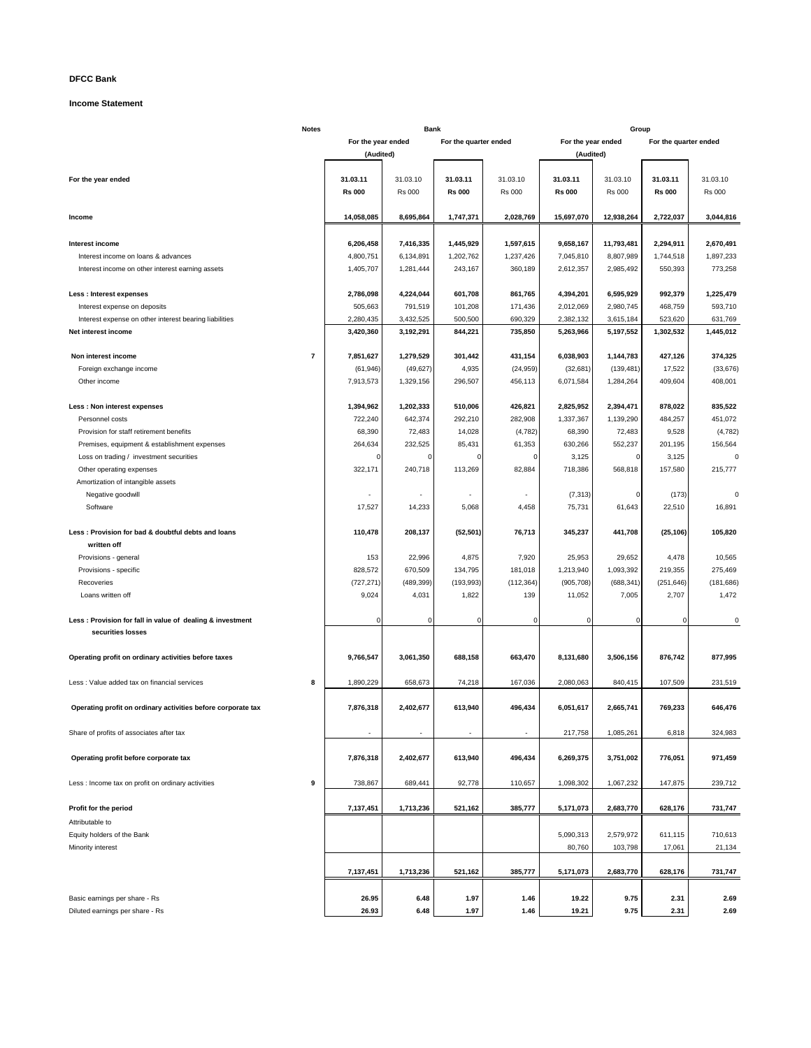**DFCC Bank**

**Income Statement**

| | Notes | Bank | | | | Group | | | |
|---|---|---|---|---|---|---|---|---|---|
| | | For the year ended (Audited) | | For the quarter ended | | For the year ended (Audited) | | For the quarter ended | |
| For the year ended | | **31.03.11 Rs 000** | 31.03.10 Rs 000 | **31.03.11 Rs 000** | 31.03.10 Rs 000 | **31.03.11 Rs 000** | 31.03.10 Rs 000 | **31.03.11 Rs 000** | 31.03.10 Rs 000 |
| **Income** | | **14,058,085** | **8,695,864** | **1,747,371** | **2,028,769** | **15,697,070** | **12,938,264** | **2,722,037** | **3,044,816** |
| **Interest income** | | **6,206,458** | **7,416,335** | **1,445,929** | **1,597,615** | **9,658,167** | **11,793,481** | **2,294,911** | **2,670,491** |
| Interest income on loans & advances | | 4,800,751 | 6,134,891 | 1,202,762 | 1,237,426 | 7,045,810 | 8,807,989 | 1,744,518 | 1,897,233 |
| Interest income on other interest earning assets | | 1,405,707 | 1,281,444 | 243,167 | 360,189 | 2,612,357 | 2,985,492 | 550,393 | 773,258 |
| **Less : Interest expenses** | | **2,786,098** | **4,224,044** | **601,708** | **861,765** | **4,394,201** | **6,595,929** | **992,379** | **1,225,479** |
| Interest expense on deposits | | 505,663 | 791,519 | 101,208 | 171,436 | 2,012,069 | 2,980,745 | 468,759 | 593,710 |
| Interest expense on other interest bearing liabilities | | 2,280,435 | 3,432,525 | 500,500 | 690,329 | 2,382,132 | 3,615,184 | 523,620 | 631,769 |
| **Net interest income** | | **3,420,360** | **3,192,291** | **844,221** | **735,850** | **5,263,966** | **5,197,552** | **1,302,532** | **1,445,012** |
| **Non interest income** | **7** | **7,851,627** | **1,279,529** | **301,442** | **431,154** | **6,038,903** | **1,144,783** | **427,126** | **374,325** |
| Foreign exchange income | | (61,946) | (49,627) | 4,935 | (24,959) | (32,681) | (139,481) | 17,522 | (33,676) |
| Other income | | 7,913,573 | 1,329,156 | 296,507 | 456,113 | 6,071,584 | 1,284,264 | 409,604 | 408,001 |
| **Less : Non interest expenses** | | **1,394,962** | **1,202,333** | **510,006** | **426,821** | **2,825,952** | **2,394,471** | **878,022** | **835,522** |
| Personnel costs | | 722,240 | 642,374 | 292,210 | 282,908 | 1,337,367 | 1,139,290 | 484,257 | 451,072 |
| Provision for staff retirement benefits | | 68,390 | 72,483 | 14,028 | (4,782) | 68,390 | 72,483 | 9,528 | (4,782) |
| Premises, equipment & establishment expenses | | 264,634 | 232,525 | 85,431 | 61,353 | 630,266 | 552,237 | 201,195 | 156,564 |
| Loss on trading / investment securities | | 0 | 0 | 0 | 0 | 3,125 | 0 | 3,125 | 0 |
| Other operating expenses | | 322,171 | 240,718 | 113,269 | 82,884 | 718,386 | 568,818 | 157,580 | 215,777 |
| Amortization of intangible assets | | | | | | | | | |
| Negative goodwill | | - | - | - | - | (7,313) | 0 | (173) | 0 |
| Software | | 17,527 | 14,233 | 5,068 | 4,458 | 75,731 | 61,643 | 22,510 | 16,891 |
| **Less : Provision for bad & doubtful debts and loans written off** | | **110,478** | **208,137** | **(52,501)** | **76,713** | **345,237** | **441,708** | **(25,106)** | **105,820** |
| Provisions - general | | 153 | 22,996 | 4,875 | 7,920 | 25,953 | 29,652 | 4,478 | 10,565 |
| Provisions - specific | | 828,572 | 670,509 | 134,795 | 181,018 | 1,213,940 | 1,093,392 | 219,355 | 275,469 |
| Recoveries | | (727,271) | (489,399) | (193,993) | (112,364) | (905,708) | (688,341) | (251,646) | (181,686) |
| Loans written off | | 9,024 | 4,031 | 1,822 | 139 | 11,052 | 7,005 | 2,707 | 1,472 |
| **Less : Provision for fall in value of dealing & investment securities losses** | | 0 | 0 | 0 | 0 | 0 | 0 | 0 | 0 |
| **Operating profit on ordinary activities before taxes** | | **9,766,547** | **3,061,350** | **688,158** | **663,470** | **8,131,680** | **3,506,156** | **876,742** | **877,995** |
| Less : Value added tax on financial services | **8** | 1,890,229 | 658,673 | 74,218 | 167,036 | 2,080,063 | 840,415 | 107,509 | 231,519 |
| **Operating profit on ordinary activities before corporate tax** | | **7,876,318** | **2,402,677** | **613,940** | **496,434** | **6,051,617** | **2,665,741** | **769,233** | **646,476** |
| Share of profits of associates after tax | | - | - | - | - | 217,758 | 1,085,261 | 6,818 | 324,983 |
| **Operating profit before corporate tax** | | **7,876,318** | **2,402,677** | **613,940** | **496,434** | **6,269,375** | **3,751,002** | **776,051** | **971,459** |
| Less : Income tax on profit on ordinary activities | **9** | 738,867 | 689,441 | 92,778 | 110,657 | 1,098,302 | 1,067,232 | 147,875 | 239,712 |
| **Profit for the period** | | **7,137,451** | **1,713,236** | **521,162** | **385,777** | **5,171,073** | **2,683,770** | **628,176** | **731,747** |
| Attributable to | | | | | | | | | |
| Equity holders of the Bank | | | | | | 5,090,313 | 2,579,972 | 611,115 | 710,613 |
| Minority interest | | | | | | 80,760 | 103,798 | 17,061 | 21,134 |
| | | **7,137,451** | **1,713,236** | **521,162** | **385,777** | **5,171,073** | **2,683,770** | **628,176** | **731,747** |
| Basic earnings per share - Rs | | **26.95** | **6.48** | **1.97** | **1.46** | **19.22** | **9.75** | **2.31** | **2.69** |
| Diluted earnings per share - Rs | | **26.93** | **6.48** | **1.97** | **1.46** | **19.21** | **9.75** | **2.31** | **2.69** |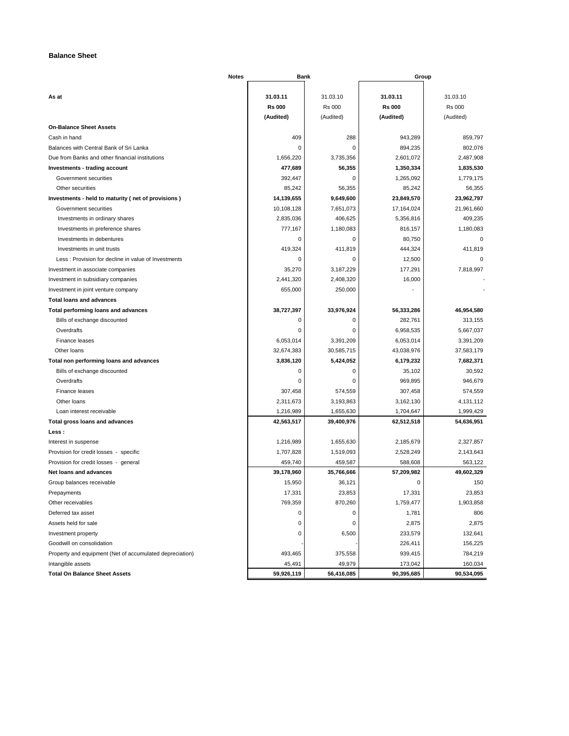# Balance Sheet

| | Notes | Bank | | Group | |
|---|---|---|---|---|---|
| **As at** | | **31.03.11** | 31.03.10 | **31.03.11** | 31.03.10 |
| | | **Rs 000** | Rs 000 | **Rs 000** | Rs 000 |
| | | **(Audited)** | (Audited) | **(Audited)** | (Audited) |
| **On-Balance Sheet Assets** | | | | | |
| Cash in hand | | 409 | 288 | 943,289 | 859,797 |
| Balances with Central Bank of Sri Lanka | | 0 | 0 | 894,235 | 802,076 |
| Due from Banks and other financial institutions | | 1,656,220 | 3,735,356 | 2,601,072 | 2,487,908 |
| **Investments - trading account** | | **477,689** | **56,355** | **1,350,334** | **1,835,530** |
| Government securities | | 392,447 | 0 | 1,265,092 | 1,779,175 |
| Other securities | | 85,242 | 56,355 | 85,242 | 56,355 |
| **Investments - held to maturity ( net of provisions )** | | **14,139,655** | **9,649,600** | **23,849,570** | **23,962,797** |
| Government securities | | 10,108,128 | 7,651,073 | 17,164,024 | 21,961,660 |
| Investments in ordinary shares | | 2,835,036 | 406,625 | 5,356,816 | 409,235 |
| Investments in preference shares | | 777,167 | 1,180,083 | 816,157 | 1,180,083 |
| Investments in debentures | | 0 | 0 | 80,750 | 0 |
| Investments in unit trusts | | 419,324 | 411,819 | 444,324 | 411,819 |
| Less : Provision for decline in value of Investments | | 0 | 0 | 12,500 | 0 |
| Investment in associate companies | | 35,270 | 3,187,229 | 177,291 | 7,818,997 |
| Investment in subsidiary companies | | 2,441,320 | 2,408,320 | 16,000 | - |
| Investment in joint venture company | | 655,000 | 250,000 | - | - |
| **Total loans and advances** | | | | | |
| **Total performing loans and advances** | | **38,727,397** | **33,976,924** | **56,333,286** | **46,954,580** |
| Bills of exchange discounted | | 0 | 0 | 282,761 | 313,155 |
| Overdrafts | | 0 | 0 | 6,958,535 | 5,667,037 |
| Finance leases | | 6,053,014 | 3,391,209 | 6,053,014 | 3,391,209 |
| Other loans | | 32,674,383 | 30,585,715 | 43,038,976 | 37,583,179 |
| **Total non performing loans and advances** | | **3,836,120** | **5,424,052** | **6,179,232** | **7,682,371** |
| Bills of exchange discounted | | 0 | 0 | 35,102 | 30,592 |
| Overdrafts | | 0 | 0 | 969,895 | 946,679 |
| Finance leases | | 307,458 | 574,559 | 307,458 | 574,559 |
| Other loans | | 2,311,673 | 3,193,863 | 3,162,130 | 4,131,112 |
| Loan interest receivable | | 1,216,989 | 1,655,630 | 1,704,647 | 1,999,429 |
| **Total gross loans and advances** | | **42,563,517** | **39,400,976** | **62,512,518** | **54,636,951** |
| **Less :** | | | | | |
| Interest in suspense | | 1,216,989 | 1,655,630 | 2,185,679 | 2,327,857 |
| Provision for credit losses - specific | | 1,707,828 | 1,519,093 | 2,528,249 | 2,143,643 |
| Provision for credit losses - general | | 459,740 | 459,587 | 588,608 | 563,122 |
| **Net loans and advances** | | **39,178,960** | **35,766,666** | **57,209,982** | **49,602,329** |
| Group balances receivable | | 15,950 | 36,121 | 0 | 150 |
| Prepayments | | 17,331 | 23,853 | 17,331 | 23,853 |
| Other receivables | | 769,359 | 870,260 | 1,759,477 | 1,903,858 |
| Deferred tax asset | | 0 | 0 | 1,781 | 806 |
| Assets held for sale | | 0 | 0 | 2,875 | 2,875 |
| Investment property | | 0 | 6,500 | 233,579 | 132,641 |
| Goodwill on consolidation | | - | - | 226,411 | 156,225 |
| Property and equipment (Net of accumulated depreciation) | | 493,465 | 375,558 | 939,415 | 784,219 |
| Intangible assets | | 45,491 | 49,979 | 173,042 | 160,034 |
| **Total On Balance Sheet Assets** | | **59,926,119** | **56,416,085** | **90,395,685** | **90,534,095** |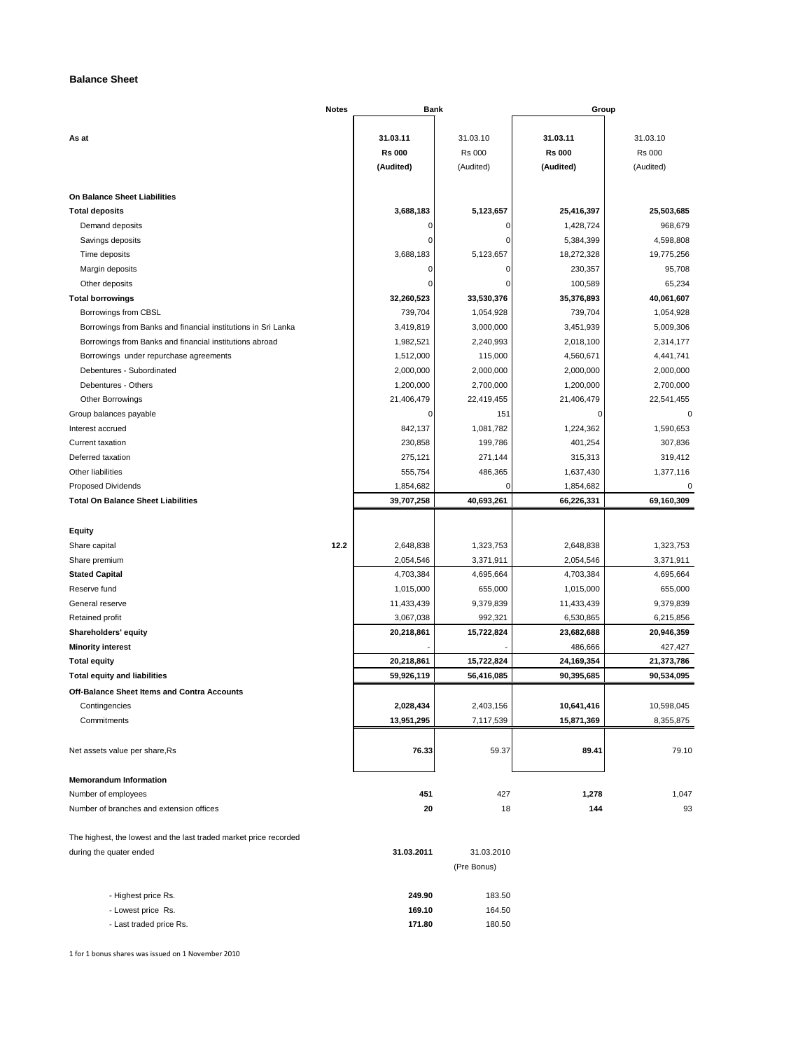## Balance Sheet

| | Notes | Bank | | Group | |
|---|---|---|---|---|---|
| As at | | 31.03.11 | 31.03.10 | 31.03.11 | 31.03.10 |
| | | Rs 000 | Rs 000 | Rs 000 | Rs 000 |
| | | (Audited) | (Audited) | (Audited) | (Audited) |
| **On Balance Sheet Liabilities** | | | | | |
| **Total deposits** | | **3,688,183** | **5,123,657** | **25,416,397** | **25,503,685** |
| Demand deposits | | 0 | 0 | 1,428,724 | 968,679 |
| Savings deposits | | 0 | 0 | 5,384,399 | 4,598,808 |
| Time deposits | | 3,688,183 | 5,123,657 | 18,272,328 | 19,775,256 |
| Margin deposits | | 0 | 0 | 230,357 | 95,708 |
| Other deposits | | 0 | 0 | 100,589 | 65,234 |
| **Total borrowings** | | **32,260,523** | **33,530,376** | **35,376,893** | **40,061,607** |
| Borrowings from CBSL | | 739,704 | 1,054,928 | 739,704 | 1,054,928 |
| Borrowings from Banks and financial institutions in Sri Lanka | | 3,419,819 | 3,000,000 | 3,451,939 | 5,009,306 |
| Borrowings from Banks and financial institutions abroad | | 1,982,521 | 2,240,993 | 2,018,100 | 2,314,177 |
| Borrowings under repurchase agreements | | 1,512,000 | 115,000 | 4,560,671 | 4,441,741 |
| Debentures - Subordinated | | 2,000,000 | 2,000,000 | 2,000,000 | 2,000,000 |
| Debentures - Others | | 1,200,000 | 2,700,000 | 1,200,000 | 2,700,000 |
| Other Borrowings | | 21,406,479 | 22,419,455 | 21,406,479 | 22,541,455 |
| Group balances payable | | 0 | 151 | 0 | 0 |
| Interest accrued | | 842,137 | 1,081,782 | 1,224,362 | 1,590,653 |
| Current taxation | | 230,858 | 199,786 | 401,254 | 307,836 |
| Deferred taxation | | 275,121 | 271,144 | 315,313 | 319,412 |
| Other liabilities | | 555,754 | 486,365 | 1,637,430 | 1,377,116 |
| Proposed Dividends | | 1,854,682 | 0 | 1,854,682 | 0 |
| **Total On Balance Sheet Liabilities** | | **39,707,258** | **40,693,261** | **66,226,331** | **69,160,309** |
| **Equity** | | | | | |
| Share capital | **12.2** | 2,648,838 | 1,323,753 | 2,648,838 | 1,323,753 |
| Share premium | | 2,054,546 | 3,371,911 | 2,054,546 | 3,371,911 |
| **Stated Capital** | | 4,703,384 | 4,695,664 | 4,703,384 | 4,695,664 |
| Reserve fund | | 1,015,000 | 655,000 | 1,015,000 | 655,000 |
| General reserve | | 11,433,439 | 9,379,839 | 11,433,439 | 9,379,839 |
| Retained profit | | 3,067,038 | 992,321 | 6,530,865 | 6,215,856 |
| **Shareholders' equity** | | **20,218,861** | **15,722,824** | **23,682,688** | **20,946,359** |
| **Minority interest** | | - | - | 486,666 | 427,427 |
| **Total equity** | | **20,218,861** | **15,722,824** | **24,169,354** | **21,373,786** |
| **Total equity and liabilities** | | **59,926,119** | **56,416,085** | **90,395,685** | **90,534,095** |
| **Off-Balance Sheet Items and Contra Accounts** | | | | | |
| Contingencies | | **2,028,434** | 2,403,156 | **10,641,416** | 10,598,045 |
| Commitments | | **13,951,295** | 7,117,539 | **15,871,369** | 8,355,875 |
| Net assets value per share,Rs | | **76.33** | 59.37 | **89.41** | 79.10 |
| **Memorandum Information** | | | | | |
| Number of employees | | **451** | 427 | **1,278** | 1,047 |
| Number of branches and extension offices | | **20** | 18 | **144** | 93 |

| The highest, the lowest and the last traded market price recorded during the quater ended | 31.03.2011 | 31.03.2010 (Pre Bonus) |
|---|---|---|
| - Highest price Rs. | **249.90** | 183.50 |
| - Lowest price Rs. | **169.10** | 164.50 |
| - Last traded price Rs. | **171.80** | 180.50 |

1 for 1 bonus shares was issued on 1 November 2010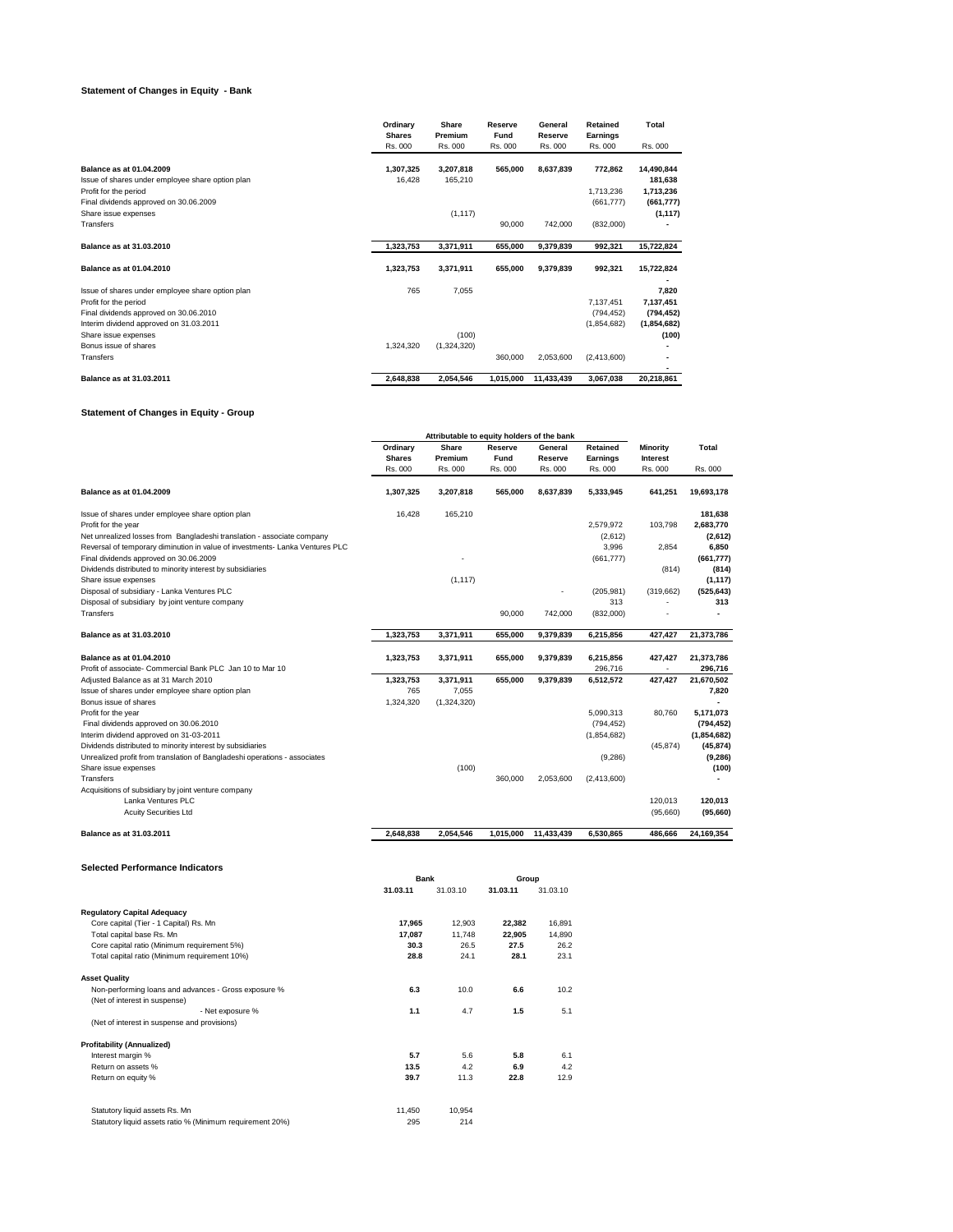### Statement of Changes in Equity - Bank

| | Ordinary Shares | Share Premium | Reserve Fund | General Reserve | Retained Earnings | Total |
|---|---|---|---|---|---|---|
| | Rs. 000 | Rs. 000 | Rs. 000 | Rs. 000 | Rs. 000 | Rs. 000 |
| **Balance as at 01.04.2009** | **1,307,325** | **3,207,818** | **565,000** | **8,637,839** | **772,862** | **14,490,844** |
| Issue of shares under employee share option plan | 16,428 | 165,210 | | | | **181,638** |
| Profit for the period | | | | | 1,713,236 | **1,713,236** |
| Final dividends approved on 30.06.2009 | | | | | (661,777) | **(661,777)** |
| Share issue expenses | | (1,117) | | | | **(1,117)** |
| Transfers | | | 90,000 | 742,000 | (832,000) | **-** |
| **Balance as at 31.03.2010** | **1,323,753** | **3,371,911** | **655,000** | **9,379,839** | **992,321** | **15,722,824** |
| **Balance as at 01.04.2010** | **1,323,753** | **3,371,911** | **655,000** | **9,379,839** | **992,321** | **15,722,824** |
| | | | | | | **-** |
| Issue of shares under employee share option plan | 765 | 7,055 | | | | **7,820** |
| Profit for the period | | | | | 7,137,451 | **7,137,451** |
| Final dividends approved on 30.06.2010 | | | | | (794,452) | **(794,452)** |
| Interim dividend approved on 31.03.2011 | | | | | (1,854,682) | **(1,854,682)** |
| Share issue expenses | | (100) | | | | **(100)** |
| Bonus issue of shares | 1,324,320 | (1,324,320) | | | | **-** |
| Transfers | | | 360,000 | 2,053,600 | (2,413,600) | **-** |
| | | | | | | **-** |
| **Balance as at 31.03.2011** | **2,648,838** | **2,054,546** | **1,015,000** | **11,433,439** | **3,067,038** | **20,218,861** |

### Statement of Changes in Equity - Group

| | Attributable to equity holders of the bank | | | | | | |
|---|---|---|---|---|---|---|---|
| | Ordinary Shares | Share Premium | Reserve Fund | General Reserve | Retained Earnings | Minority Interest | Total |
| | Rs. 000 | Rs. 000 | Rs. 000 | Rs. 000 | Rs. 000 | Rs. 000 | Rs. 000 |
| **Balance as at 01.04.2009** | **1,307,325** | **3,207,818** | **565,000** | **8,637,839** | **5,333,945** | **641,251** | **19,693,178** |
| Issue of shares under employee share option plan | 16,428 | 165,210 | | | | | **181,638** |
| Profit for the year | | | | | 2,579,972 | 103,798 | **2,683,770** |
| Net unrealized losses from Bangladeshi translation - associate company | | | | | (2,612) | | **(2,612)** |
| Reversal of temporary diminution in value of investments- Lanka Ventures PLC | | | | | 3,996 | 2,854 | **6,850** |
| Final dividends approved on 30.06.2009 | | - | | | (661,777) | | **(661,777)** |
| Dividends distributed to minority interest by subsidiaries | | | | | | (814) | **(814)** |
| Share issue expenses | | (1,117) | | | | | **(1,117)** |
| Disposal of subsidiary - Lanka Ventures PLC | | | | - | (205,981) | (319,662) | **(525,643)** |
| Disposal of subsidiary by joint venture company | | | | | 313 | - | **313** |
| Transfers | | | 90,000 | 742,000 | (832,000) | - | **-** |
| **Balance as at 31.03.2010** | **1,323,753** | **3,371,911** | **655,000** | **9,379,839** | **6,215,856** | **427,427** | **21,373,786** |
| **Balance as at 01.04.2010** | **1,323,753** | **3,371,911** | **655,000** | **9,379,839** | **6,215,856** | **427,427** | **21,373,786** |
| Profit of associate- Commercial Bank PLC Jan 10 to Mar 10 | | | | | 296,716 | - | **296,716** |
| Adjusted Balance as at 31 March 2010 | **1,323,753** | **3,371,911** | **655,000** | **9,379,839** | **6,512,572** | **427,427** | **21,670,502** |
| Issue of shares under employee share option plan | 765 | 7,055 | | | | | **7,820** |
| Bonus issue of shares | 1,324,320 | (1,324,320) | | | | | **-** |
| Profit for the year | | | | | 5,090,313 | 80,760 | **5,171,073** |
| Final dividends approved on 30.06.2010 | | | | | (794,452) | | **(794,452)** |
| Interim dividend approved on 31-03-2011 | | | | | (1,854,682) | | **(1,854,682)** |
| Dividends distributed to minority interest by subsidiaries | | | | | | (45,874) | **(45,874)** |
| Unrealized profit from translation of Bangladeshi operations - associates | | | | | (9,286) | | **(9,286)** |
| Share issue expenses | | (100) | | | | | **(100)** |
| Transfers | | | 360,000 | 2,053,600 | (2,413,600) | | **-** |
| Acquisitions of subsidiary by joint venture company | | | | | | | |
| Lanka Ventures PLC | | | | | | 120,013 | **120,013** |
| Acuity Securities Ltd | | | | | | (95,660) | **(95,660)** |
| **Balance as at 31.03.2011** | **2,648,838** | **2,054,546** | **1,015,000** | **11,433,439** | **6,530,865** | **486,666** | **24,169,354** |

### Selected Performance Indicators

| | Bank | | Group | |
|---|---|---|---|---|
| | **31.03.11** | 31.03.10 | **31.03.11** | 31.03.10 |
| **Regulatory Capital Adequacy** | | | | |
| Core capital (Tier - 1 Capital) Rs. Mn | **17,965** | 12,903 | **22,382** | 16,891 |
| Total capital base Rs. Mn | **17,087** | 11,748 | **22,905** | 14,890 |
| Core capital ratio (Minimum requirement 5%) | **30.3** | 26.5 | **27.5** | 26.2 |
| Total capital ratio (Minimum requirement 10%) | **28.8** | 24.1 | **28.1** | 23.1 |
| **Asset Quality** | | | | |
| Non-performing loans and advances - Gross exposure % (Net of interest in suspense) | **6.3** | 10.0 | **6.6** | 10.2 |
| - Net exposure % (Net of interest in suspense and provisions) | **1.1** | 4.7 | **1.5** | 5.1 |
| **Profitability (Annualized)** | | | | |
| Interest margin % | **5.7** | 5.6 | **5.8** | 6.1 |
| Return on assets % | **13.5** | 4.2 | **6.9** | 4.2 |
| Return on equity % | **39.7** | 11.3 | **22.8** | 12.9 |
| Statutory liquid assets Rs. Mn | 11,450 | 10,954 | | |
| Statutory liquid assets ratio % (Minimum requirement 20%) | 295 | 214 | | |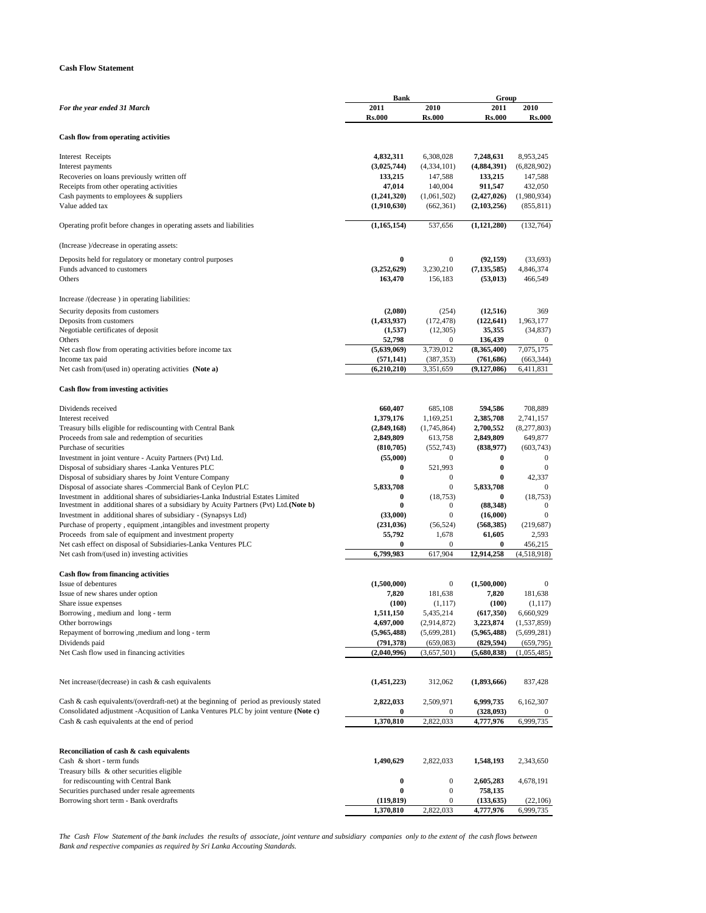**Cash Flow Statement**

| For the year ended 31 March | Bank | | Group | |
|---|---|---|---|---|
| | 2011 | 2010 | 2011 | 2010 |
| | Rs.000 | Rs.000 | Rs.000 | Rs.000 |
| **Cash flow from operating activities** | | | | |
| Interest Receipts | **4,832,311** | 6,308,028 | **7,248,631** | 8,953,245 |
| Interest payments | **(3,025,744)** | (4,334,101) | **(4,884,391)** | (6,828,902) |
| Recoveries on loans previously written off | **133,215** | 147,588 | **133,215** | 147,588 |
| Receipts from other operating activities | **47,014** | 140,004 | **911,547** | 432,050 |
| Cash payments to employees & suppliers | **(1,241,320)** | (1,061,502) | **(2,427,026)** | (1,980,934) |
| Value added tax | **(1,910,630)** | (662,361) | **(2,103,256)** | (855,811) |
| Operating profit before changes in operating assets and liabilities | **(1,165,154)** | 537,656 | **(1,121,280)** | (132,764) |
| (Increase )/decrease in operating assets: | | | | |
| Deposits held for regulatory or monetary control purposes | **0** | 0 | **(92,159)** | (33,693) |
| Funds advanced to customers | **(3,252,629)** | 3,230,210 | **(7,135,585)** | 4,846,374 |
| Others | **163,470** | 156,183 | **(53,013)** | 466,549 |
| Increase /(decrease ) in operating liabilities: | | | | |
| Security deposits from customers | **(2,080)** | (254) | **(12,516)** | 369 |
| Deposits from customers | **(1,433,937)** | (172,478) | **(122,641)** | 1,963,177 |
| Negotiable certificates of deposit | **(1,537)** | (12,305) | **35,355** | (34,837) |
| Others | **52,798** | 0 | **136,439** | 0 |
| Net cash flow from operating activities before income tax | **(5,639,069)** | 3,739,012 | **(8,365,400)** | 7,075,175 |
| Income tax paid | **(571,141)** | (387,353) | **(761,686)** | (663,344) |
| Net cash from/(used in) operating activities **(Note a)** | **(6,210,210)** | 3,351,659 | **(9,127,086)** | 6,411,831 |
| **Cash flow from investing activities** | | | | |
| Dividends received | **660,407** | 685,108 | **594,586** | 708,889 |
| Interest received | **1,379,176** | 1,169,251 | **2,385,708** | 2,741,157 |
| Treasury bills eligible for rediscounting with Central Bank | **(2,849,168)** | (1,745,864) | **2,700,552** | (8,277,803) |
| Proceeds from sale and redemption of securities | **2,849,809** | 613,758 | **2,849,809** | 649,877 |
| Purchase of securities | **(810,705)** | (552,743) | **(838,977)** | (603,743) |
| Investment in joint venture - Acuity Partners (Pvt) Ltd. | **(55,000)** | 0 | **0** | 0 |
| Disposal of subsidiary shares -Lanka Ventures PLC | **0** | 521,993 | **0** | 0 |
| Disposal of subsidiary shares by Joint Venture Company | **0** | 0 | **0** | 42,337 |
| Disposal of associate shares -Commercial Bank of Ceylon PLC | **5,833,708** | 0 | **5,833,708** | 0 |
| Investment in additional shares of subsidiaries-Lanka Industrial Estates Limited | **0** | (18,753) | **0** | (18,753) |
| Investment in additional shares of a subsidiary by Acuity Partners (Pvt) Ltd.**(Note b)** | **0** | 0 | **(88,348)** | 0 |
| Investment in additional shares of subsidiary - (Synapsys Ltd) | **(33,000)** | 0 | **(16,000)** | 0 |
| Purchase of property , equipment ,intangibles and investment property | **(231,036)** | (56,524) | **(568,385)** | (219,687) |
| Proceeds from sale of equipment and investment property | **55,792** | 1,678 | **61,605** | 2,593 |
| Net cash effect on disposal of Subsidiaries-Lanka Ventures PLC | **0** | 0 | **0** | 456,215 |
| Net cash from/(used in) investing activities | **6,799,983** | 617,904 | **12,914,258** | (4,518,918) |
| **Cash flow from financing activities** | | | | |
| Issue of debentures | **(1,500,000)** | 0 | **(1,500,000)** | 0 |
| Issue of new shares under option | **7,820** | 181,638 | **7,820** | 181,638 |
| Share issue expenses | **(100)** | (1,117) | **(100)** | (1,117) |
| Borrowing , medium and long - term | **1,511,150** | 5,435,214 | **(617,350)** | 6,660,929 |
| Other borrowings | **4,697,000** | (2,914,872) | **3,223,874** | (1,537,859) |
| Repayment of borrowing ,medium and long - term | **(5,965,488)** | (5,699,281) | **(5,965,488)** | (5,699,281) |
| Dividends paid | **(791,378)** | (659,083) | **(829,594)** | (659,795) |
| Net Cash flow used in financing activities | **(2,040,996)** | (3,657,501) | **(5,680,838)** | (1,055,485) |
| Net increase/(decrease) in cash & cash equivalents | **(1,451,223)** | 312,062 | **(1,893,666)** | 837,428 |
| Cash & cash equivalents/(overdraft-net) at the beginning of period as previously stated | **2,822,033** | 2,509,971 | **6,999,735** | 6,162,307 |
| Consolidated adjustment -Acqusition of Lanka Ventures PLC by joint venture **(Note c)** | **0** | 0 | **(328,093)** | 0 |
| Cash & cash equivalents at the end of period | **1,370,810** | 2,822,033 | **4,777,976** | 6,999,735 |
| **Reconciliation of cash & cash equivalents** | | | | |
| Cash & short - term funds | **1,490,629** | 2,822,033 | **1,548,193** | 2,343,650 |
| Treasury bills & other securities eligible for rediscounting with Central Bank | **0** | 0 | **2,605,283** | 4,678,191 |
| Securities purchased under resale agreements | **0** | 0 | **758,135** | |
| Borrowing short term - Bank overdrafts | **(119,819)** | 0 | **(133,635)** | (22,106) |
| | **1,370,810** | 2,822,033 | **4,777,976** | 6,999,735 |

*The Cash Flow Statement of the bank includes the results of associate, joint venture and subsidiary companies only to the extent of the cash flows between Bank and respective companies as required by Sri Lanka Accouting Standards.*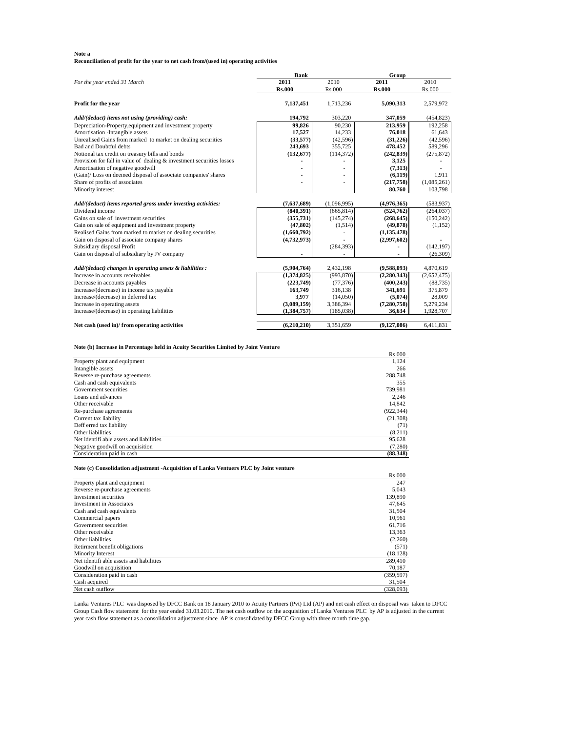**Note a**

**Reconciliation of profit for the year to net cash from/(used in) operating activities**

| For the year ended 31 March | Bank | | Group | |
|---|---|---|---|---|
| | **2011** | 2010 | **2011** | 2010 |
| | **Rs.000** | Rs.000 | **Rs.000** | Rs.000 |
| **Profit for the year** | **7,137,451** | 1,713,236 | **5,090,313** | 2,579,972 |
| ***Add/(deduct) items not using (providing) cash:*** | **194,792** | 303,220 | **347,059** | (454,823) |
| Depreciation-Property,equipment and investment property | **99,826** | 90,230 | **213,959** | 192,258 |
| Amortisation -Intangible assets | **17,527** | 14,233 | **76,018** | 61,643 |
| Unrealised Gains from marked to market on dealing securities | **(33,577)** | (42,596) | **(31,226)** | (42,596) |
| Bad and Doubtful debts | **243,693** | 355,725 | **478,452** | 589,296 |
| Notional tax credit on treasury bills and bonds | **(132,677)** | (114,372) | **(242,839)** | (275,872) |
| Provision for fall in value of dealing & investment securities losses | **-** | - | **3,125** | - |
| Amortisation of negative goodwill | **-** | - | **(7,313)** | - |
| (Gain)/ Loss on deemed disposal of associate companies' shares | **-** | - | **(6,119)** | 1,911 |
| Share of profits of associates | **-** | - | **(217,758)** | (1,085,261) |
| Minority interest | | | **80,760** | 103,798 |
| ***Add/(deduct) items reported gross under investing activities:*** | **(7,637,689)** | (1,096,995) | **(4,976,365)** | (583,937) |
| Dividend income | **(840,391)** | (665,814) | **(524,762)** | (264,037) |
| Gains on sale of investment securities | **(355,731)** | (145,274) | **(268,645)** | (150,242) |
| Gain on sale of equipment and investment property | **(47,802)** | (1,514) | **(49,878)** | (1,152) |
| Realised Gains from marked to market on dealing securities | **(1,660,792)** | - | **(1,135,478)** | |
| Gain on disposal of associate company shares | **(4,732,973)** | - | **(2,997,602)** | - |
| Subsidiary disposal Profit | | (284,393) | **-** | (142,197) |
| Gain on disposal of subsidiary by JV company | **-** | - | **-** | (26,309) |
| ***Add/(deduct) changes in operating assets & liabilities :*** | **(5,904,764)** | 2,432,198 | **(9,588,093)** | 4,870,619 |
| Increase in accounts receivables | **(1,374,825)** | (993,870) | **(2,280,343)** | (2,652,475) |
| Decrease in accounts payables | **(223,749)** | (77,376) | **(400,243)** | (88,735) |
| Increase/(decrease) in income tax payable | **163,749** | 316,138 | **341,691** | 375,879 |
| Increase/(decrease) in deferred tax | **3,977** | (14,050) | **(5,074)** | 28,009 |
| Increase in operating assets | **(3,089,159)** | 3,386,394 | **(7,280,758)** | 5,279,234 |
| Increase/(decrease) in operating liabilities | **(1,384,757)** | (185,038) | **36,634** | 1,928,707 |
| **Net cash (used in)/ from operating activities** | **(6,210,210)** | 3,351,659 | **(9,127,086)** | 6,411,831 |

**Note (b) Increase in Percentage held in Acuity Securities Limited by Joint Venture**

| | Rs 000 |
|---|---|
| Property plant and equipment | 1,124 |
| Intangible assets | 266 |
| Reverse re-purchase agreements | 288,748 |
| Cash and cash equivalents | 355 |
| Government securities | 739,981 |
| Loans and advances | 2,246 |
| Other receivable | 14,842 |
| Re-purchase agreements | (922,344) |
| Current tax liability | (21,308) |
| Deff erred tax liability | (71) |
| Other liabilities | (8,211) |
| Net identifi able assets and liabilities | 95,628 |
| Negative goodwill on acquisition | (7,280) |
| Consideration paid in cash | **(88,348)** |

**Note (c) Consolidation adjustment -Acquisition of Lanka Ventuers PLC by Joint venture**

| | Rs 000 |
|---|---|
| Property plant and equipment | 247 |
| Reverse re-purchase agreements | 5,043 |
| Investment securities | 139,890 |
| Investment in Associates | 47,645 |
| Cash and cash equivalents | 31,504 |
| Commercial papers | 10,961 |
| Government securities | 61,716 |
| Other receivable | 13,363 |
| Other liabilities | (2,260) |
| Retirment benefit obligations | (571) |
| Minority Interest | (18,128) |
| Net identifi able assets and liabilities | 289,410 |
| Goodwill on acquisition | 70,187 |
| Consideration paid in cash | (359,597) |
| Cash acquired | 31,504 |
| Net cash outflow | (328,093) |

Lanka Ventures PLC was disposed by DFCC Bank on 18 January 2010 to Acuity Partners (Pvt) Ltd (AP) and net cash effect on disposal was taken to DFCC Group Cash flow statement for the year ended 31.03.2010. The net cash outflow on the acquisition of Lanka Ventures PLC by AP is adjusted in the current year cash flow statement as a consolidation adjustment since AP is consolidated by DFCC Group with three month time gap.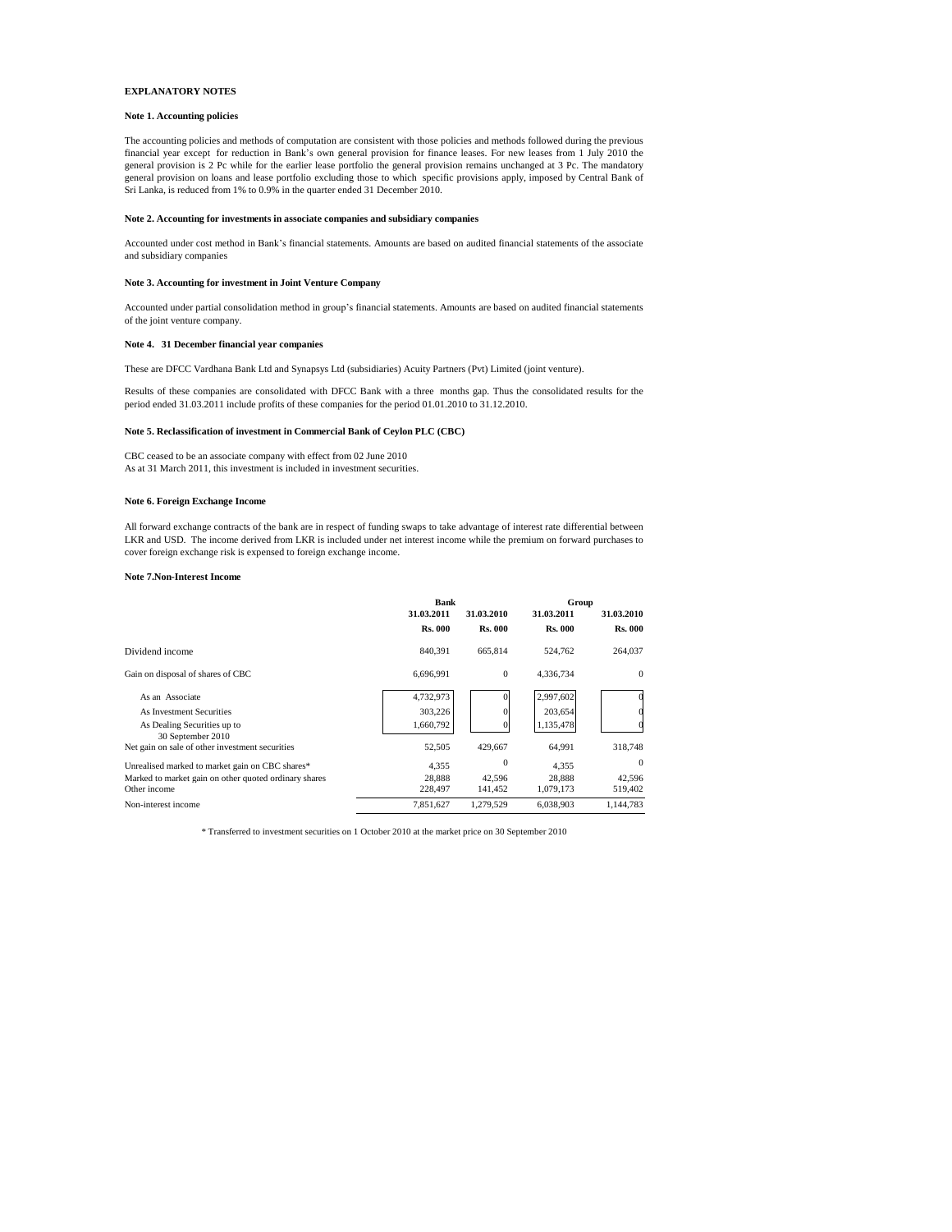## EXPLANATORY NOTES

### Note 1. Accounting policies

The accounting policies and methods of computation are consistent with those policies and methods followed during the previous financial year except for reduction in Bank's own general provision for finance leases. For new leases from 1 July 2010 the general provision is 2 Pc while for the earlier lease portfolio the general provision remains unchanged at 3 Pc. The mandatory general provision on loans and lease portfolio excluding those to which specific provisions apply, imposed by Central Bank of Sri Lanka, is reduced from 1% to 0.9% in the quarter ended 31 December 2010.

### Note 2. Accounting for investments in associate companies and subsidiary companies

Accounted under cost method in Bank's financial statements. Amounts are based on audited financial statements of the associate and subsidiary companies

### Note 3. Accounting for investment in Joint Venture Company

Accounted under partial consolidation method in group's financial statements. Amounts are based on audited financial statements of the joint venture company.

### Note 4. 31 December financial year companies

These are DFCC Vardhana Bank Ltd and Synapsys Ltd (subsidiaries) Acuity Partners (Pvt) Limited (joint venture).

Results of these companies are consolidated with DFCC Bank with a three months gap. Thus the consolidated results for the period ended 31.03.2011 include profits of these companies for the period 01.01.2010 to 31.12.2010.

### Note 5. Reclassification of investment in Commercial Bank of Ceylon PLC (CBC)

CBC ceased to be an associate company with effect from 02 June 2010
As at 31 March 2011, this investment is included in investment securities.

### Note 6. Foreign Exchange Income

All forward exchange contracts of the bank are in respect of funding swaps to take advantage of interest rate differential between LKR and USD. The income derived from LKR is included under net interest income while the premium on forward purchases to cover foreign exchange risk is expensed to foreign exchange income.

### Note 7.Non-Interest Income

| | Bank | | Group | |
|---|---|---|---|---|
| | 31.03.2011 | 31.03.2010 | 31.03.2011 | 31.03.2010 |
| | Rs. 000 | Rs. 000 | Rs. 000 | Rs. 000 |
| Dividend income | 840,391 | 665,814 | 524,762 | 264,037 |
| Gain on disposal of shares of CBC | 6,696,991 | 0 | 4,336,734 | 0 |
| As an Associate | 4,732,973 | 0 | 2,997,602 | 0 |
| As Investment Securities | 303,226 | 0 | 203,654 | 0 |
| As Dealing Securities up to 30 September 2010 | 1,660,792 | 0 | 1,135,478 | 0 |
| Net gain on sale of other investment securities | 52,505 | 429,667 | 64,991 | 318,748 |
| Unrealised marked to market gain on CBC shares* | 4,355 | 0 | 4,355 | 0 |
| Marked to market gain on other quoted ordinary shares | 28,888 | 42,596 | 28,888 | 42,596 |
| Other income | 228,497 | 141,452 | 1,079,173 | 519,402 |
| Non-interest income | 7,851,627 | 1,279,529 | 6,038,903 | 1,144,783 |

* Transferred to investment securities on 1 October 2010 at the market price on 30 September 2010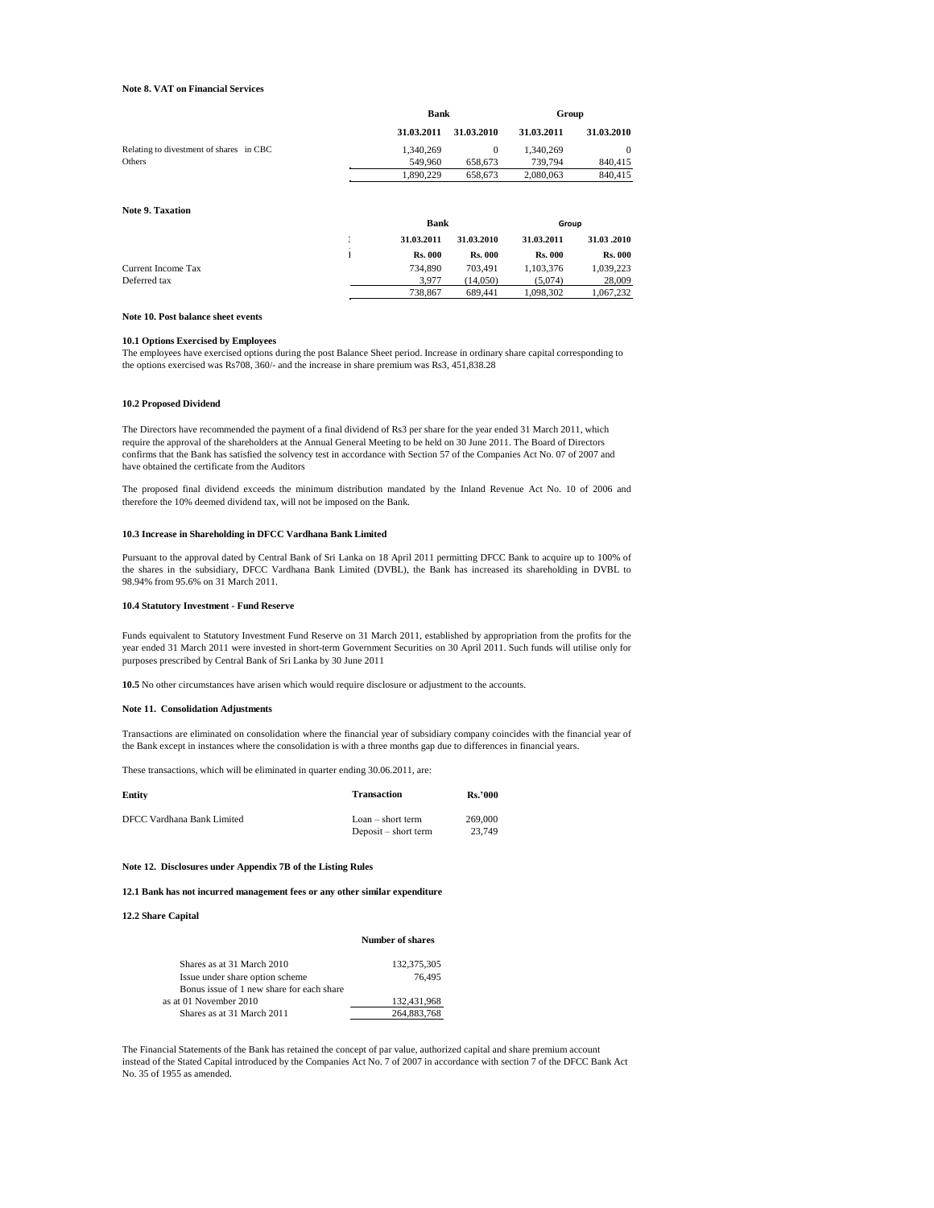**Note 8. VAT on Financial Services**

| | Bank | | Group | |
|---|---|---|---|---|
| | 31.03.2011 | 31.03.2010 | 31.03.2011 | 31.03.2010 |
| Relating to divestment of shares in CBC | 1,340,269 | 0 | 1,340,269 | 0 |
| Others | 549,960 | 658,673 | 739,794 | 840,415 |
| | 1,890,229 | 658,673 | 2,080,063 | 840,415 |

**Note 9. Taxation**

| | Bank | | Group | |
|---|---|---|---|---|
| | 31.03.2011 | 31.03.2010 | 31.03.2011 | 31.03 .2010 |
| | Rs. 000 | Rs. 000 | Rs. 000 | Rs. 000 |
| Current Income Tax | 734,890 | 703,491 | 1,103,376 | 1,039,223 |
| Deferred tax | 3,977 | (14,050) | (5,074) | 28,009 |
| | 738,867 | 689,441 | 1,098,302 | 1,067,232 |

**Note 10. Post balance sheet events**

**10.1 Options Exercised by Employees**

The employees have exercised options during the post Balance Sheet period. Increase in ordinary share capital corresponding to the options exercised was Rs708, 360/- and the increase in share premium was Rs3, 451,838.28

**10.2 Proposed Dividend**

The Directors have recommended the payment of a final dividend of Rs3 per share for the year ended 31 March 2011, which require the approval of the shareholders at the Annual General Meeting to be held on 30 June 2011. The Board of Directors confirms that the Bank has satisfied the solvency test in accordance with Section 57 of the Companies Act No. 07 of 2007 and have obtained the certificate from the Auditors

The proposed final dividend exceeds the minimum distribution mandated by the Inland Revenue Act No. 10 of 2006 and therefore the 10% deemed dividend tax, will not be imposed on the Bank.

**10.3 Increase in Shareholding in DFCC Vardhana Bank Limited**

Pursuant to the approval dated by Central Bank of Sri Lanka on 18 April 2011 permitting DFCC Bank to acquire up to 100% of the shares in the subsidiary, DFCC Vardhana Bank Limited (DVBL), the Bank has increased its shareholding in DVBL to 98.94% from 95.6% on 31 March 2011.

**10.4 Statutory Investment - Fund Reserve**

Funds equivalent to Statutory Investment Fund Reserve on 31 March 2011, established by appropriation from the profits for the year ended 31 March 2011 were invested in short-term Government Securities on 30 April 2011. Such funds will utilise only for purposes prescribed by Central Bank of Sri Lanka by 30 June 2011

**10.5** No other circumstances have arisen which would require disclosure or adjustment to the accounts.

**Note 11. Consolidation Adjustments**

Transactions are eliminated on consolidation where the financial year of subsidiary company coincides with the financial year of the Bank except in instances where the consolidation is with a three months gap due to differences in financial years.

These transactions, which will be eliminated in quarter ending 30.06.2011, are:

| Entity | Transaction | Rs.'000 |
|---|---|---|
| DFCC Vardhana Bank Limited | Loan – short term | 269,000 |
| | Deposit – short term | 23,749 |

**Note 12. Disclosures under Appendix 7B of the Listing Rules**

**12.1 Bank has not incurred management fees or any other similar expenditure**

**12.2 Share Capital**

| | Number of shares |
|---|---|
| Shares as at 31 March 2010 | 132,375,305 |
| Issue under share option scheme | 76,495 |
| Bonus issue of 1 new share for each share as at 01 November 2010 | 132,431,968 |
| Shares as at 31 March 2011 | 264,883,768 |

The Financial Statements of the Bank has retained the concept of par value, authorized capital and share premium account instead of the Stated Capital introduced by the Companies Act No. 7 of 2007 in accordance with section 7 of the DFCC Bank Act No. 35 of 1955 as amended.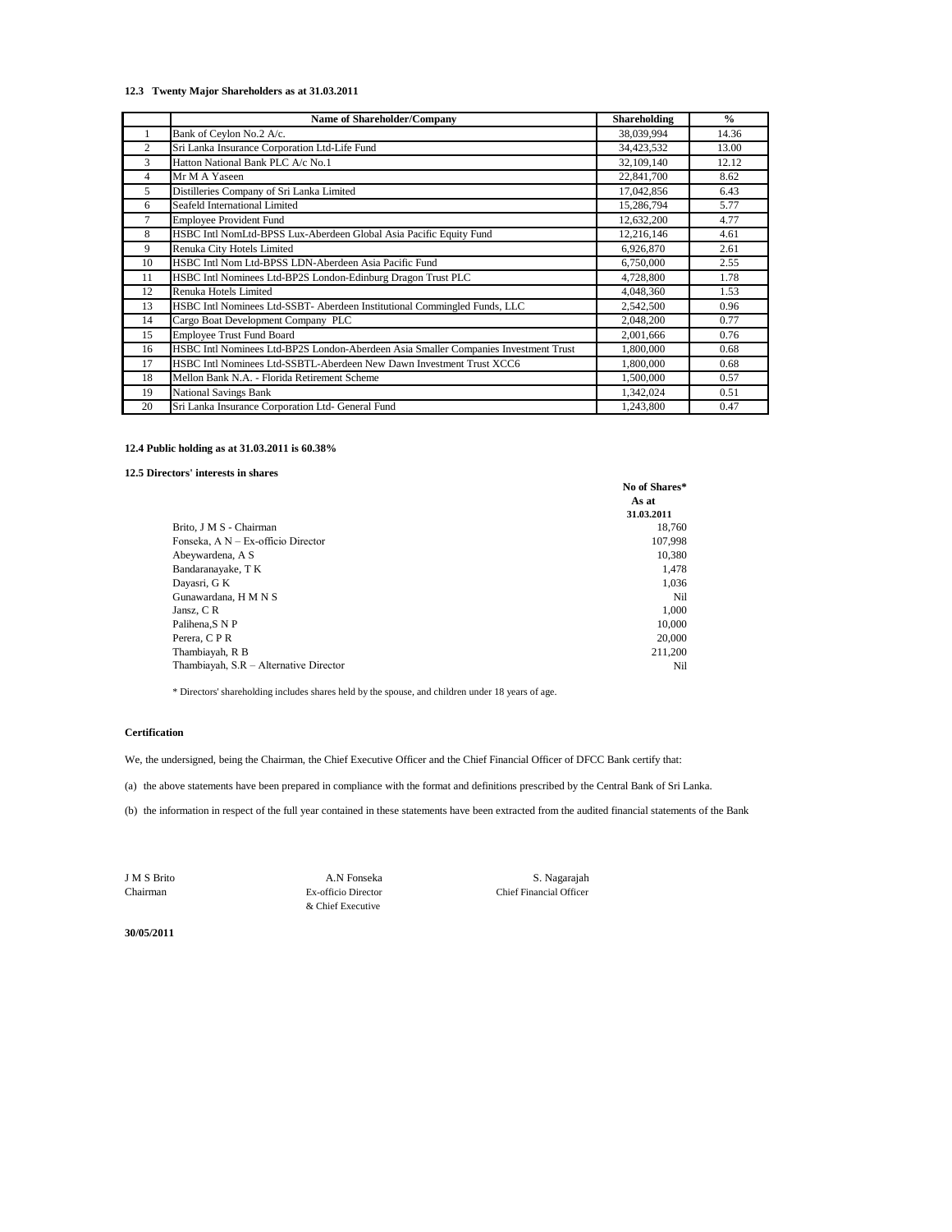### 12.3 Twenty Major Shareholders as at 31.03.2011

| | Name of Shareholder/Company | Shareholding | % |
|---|---|---|---|
| 1 | Bank of Ceylon No.2 A/c. | 38,039,994 | 14.36 |
| 2 | Sri Lanka Insurance Corporation Ltd-Life Fund | 34,423,532 | 13.00 |
| 3 | Hatton National Bank PLC A/c No.1 | 32,109,140 | 12.12 |
| 4 | Mr M A Yaseen | 22,841,700 | 8.62 |
| 5 | Distilleries Company of Sri Lanka Limited | 17,042,856 | 6.43 |
| 6 | Seafeld International Limited | 15,286,794 | 5.77 |
| 7 | Employee Provident Fund | 12,632,200 | 4.77 |
| 8 | HSBC Intl NomLtd-BPSS Lux-Aberdeen Global Asia Pacific Equity Fund | 12,216,146 | 4.61 |
| 9 | Renuka City Hotels Limited | 6,926,870 | 2.61 |
| 10 | HSBC Intl Nom Ltd-BPSS LDN-Aberdeen Asia Pacific Fund | 6,750,000 | 2.55 |
| 11 | HSBC Intl Nominees Ltd-BP2S London-Edinburg Dragon Trust PLC | 4,728,800 | 1.78 |
| 12 | Renuka Hotels Limited | 4,048,360 | 1.53 |
| 13 | HSBC Intl Nominees Ltd-SSBT- Aberdeen Institutional Commingled Funds, LLC | 2,542,500 | 0.96 |
| 14 | Cargo Boat Development Company PLC | 2,048,200 | 0.77 |
| 15 | Employee Trust Fund Board | 2,001,666 | 0.76 |
| 16 | HSBC Intl Nominees Ltd-BP2S London-Aberdeen Asia Smaller Companies Investment Trust | 1,800,000 | 0.68 |
| 17 | HSBC Intl Nominees Ltd-SSBTL-Aberdeen New Dawn Investment Trust XCC6 | 1,800,000 | 0.68 |
| 18 | Mellon Bank N.A. - Florida Retirement Scheme | 1,500,000 | 0.57 |
| 19 | National Savings Bank | 1,342,024 | 0.51 |
| 20 | Sri Lanka Insurance Corporation Ltd- General Fund | 1,243,800 | 0.47 |

### 12.4 Public holding as at 31.03.2011 is 60.38%

### 12.5 Directors' interests in shares

| | No of Shares* As at 31.03.2011 |
|---|---|
| Brito, J M S - Chairman | 18,760 |
| Fonseka, A N – Ex-officio Director | 107,998 |
| Abeywardena, A S | 10,380 |
| Bandaranayake, T K | 1,478 |
| Dayasri, G K | 1,036 |
| Gunawardana, H M N S | Nil |
| Jansz, C R | 1,000 |
| Palihena,S N P | 10,000 |
| Perera, C P R | 20,000 |
| Thambiayah, R B | 211,200 |
| Thambiayah, S.R – Alternative Director | Nil |

* Directors' shareholding includes shares held by the spouse, and children under 18 years of age.

**Certification**

We, the undersigned, being the Chairman, the Chief Executive Officer and the Chief Financial Officer of DFCC Bank certify that:

(a) the above statements have been prepared in compliance with the format and definitions prescribed by the Central Bank of Sri Lanka.

(b) the information in respect of the full year contained in these statements have been extracted from the audited financial statements of the Bank

| J M S Brito | A.N Fonseka | S. Nagarajah |
|---|---|---|
| Chairman | Ex-officio Director & Chief Executive | Chief Financial Officer |

**30/05/2011**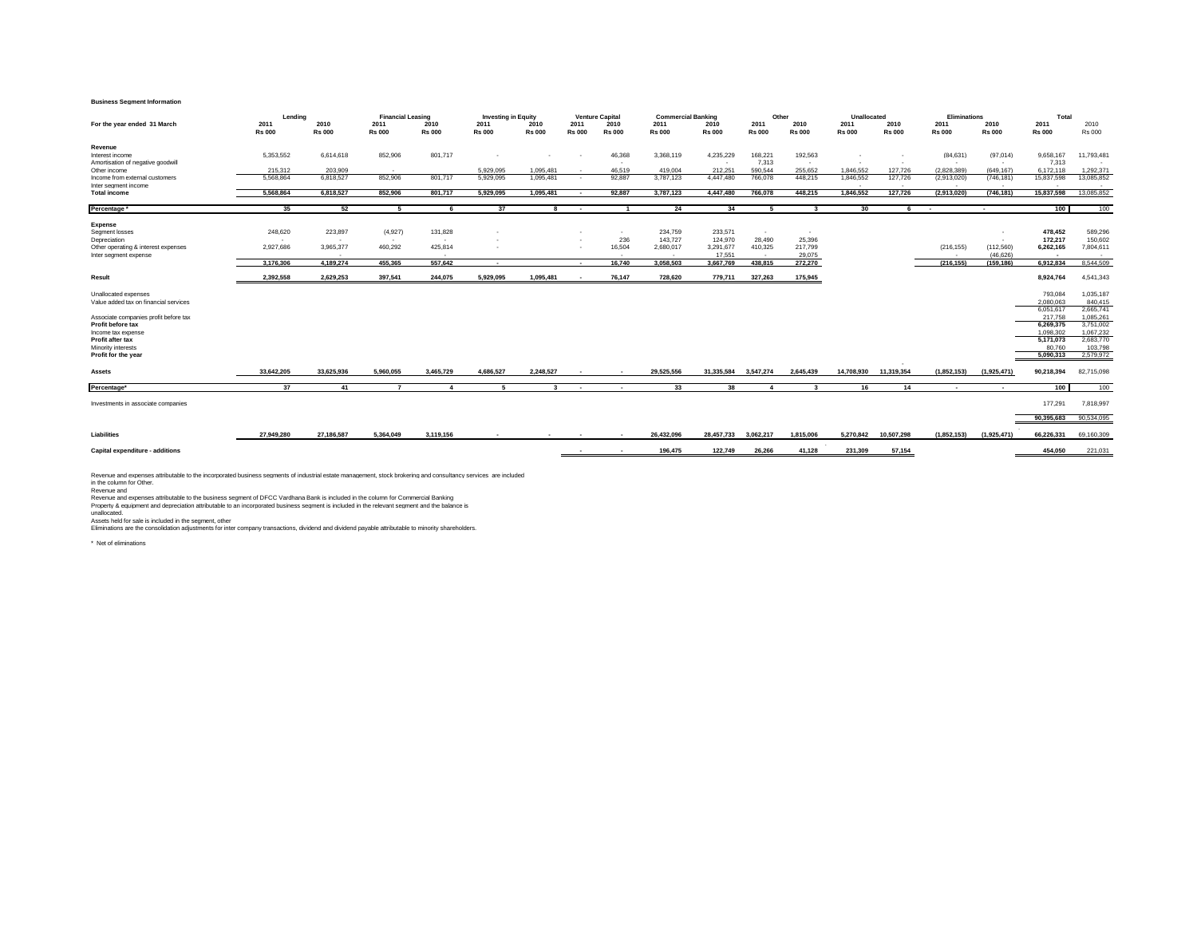**Business Segment Information**

| For the year ended 31 March | Lending | | Financial Leasing | | Investing in Equity | | Venture Capital | | Commercial Banking | | Other | | Unallocated | | Eliminations | | Total | |
|---|---|---|---|---|---|---|---|---|---|---|---|---|---|---|---|---|---|---|
| | 2011 | 2010 | 2011 | 2010 | 2011 | 2010 | 2011 | 2010 | 2011 | 2010 | 2011 | 2010 | 2011 | 2010 | 2011 | 2010 | 2011 | 2010 |
| | Rs 000 | Rs 000 | Rs 000 | Rs 000 | Rs 000 | Rs 000 | Rs 000 | Rs 000 | Rs 000 | Rs 000 | Rs 000 | Rs 000 | Rs 000 | Rs 000 | Rs 000 | Rs 000 | Rs 000 | Rs 000 |
| **Revenue** | | | | | | | | | | | | | | | | | | |
| Interest income | 5,353,552 | 6,614,618 | 852,906 | 801,717 | - | - | - | 46,368 | 3,368,119 | 4,235,229 | 168,221 | 192,563 | - | - | (84,631) | (97,014) | 9,658,167 | 11,793,481 |
| Amortisation of negative goodwill | | | | | | | | - | | - | 7,313 | - | - | - | - | - | 7,313 | - |
| Other income | 215,312 | 203,909 | - | - | 5,929,095 | 1,095,481 | - | 46,519 | 419,004 | 212,251 | 590,544 | 255,652 | 1,846,552 | 127,726 | (2,828,389) | (649,167) | 6,172,118 | 1,292,371 |
| Income from external customers | 5,568,864 | 6,818,527 | 852,906 | 801,717 | 5,929,095 | 1,095,481 | - | 92,887 | 3,787,123 | 4,447,480 | 766,078 | 448,215 | 1,846,552 | 127,726 | (2,913,020) | (746,181) | 15,837,598 | 13,085,852 |
| Inter segment income | | - | | - | | | | | | | | | - | - | - | - | - | - |
| **Total income** | **5,568,864** | **6,818,527** | **852,906** | **801,717** | **5,929,095** | **1,095,481** | **-** | **92,887** | **3,787,123** | **4,447,480** | **766,078** | **448,215** | **1,846,552** | **127,726** | **(2,913,020)** | **(746,181)** | **15,837,598** | 13,085,852 |
| **Percentage \*** | **35** | **52** | **5** | **6** | **37** | **8** | **-** | **1** | **24** | **34** | **5** | **3** | **30** | **6** | **-** | **-** | **100** | 100 |
| **Expense** | | | | | | | | | | | | | | | | | | |
| Segment losses | 248,620 | 223,897 | (4,927) | 131,828 | - | | - | - | 234,759 | 233,571 | - | - | | | | - | 478,452 | 589,296 |
| Depreciation | - | - | - | - | - | | - | 236 | 143,727 | 124,970 | 28,490 | 25,396 | | | | - | 172,217 | 150,602 |
| Other operating & interest expenses | 2,927,686 | 3,965,377 | 460,292 | 425,814 | - | | - | 16,504 | 2,680,017 | 3,291,677 | 410,325 | 217,799 | | | (216,155) | (112,560) | 6,262,165 | 7,804,611 |
| Inter segment expense | | - | | - | | | | - | - | 17,551 | - | 29,075 | | | - | (46,626) | - | - |
| | **3,176,306** | **4,189,274** | **455,365** | **557,642** | **-** | | **-** | **16,740** | **3,058,503** | **3,667,769** | **438,815** | **272,270** | | | **(216,155)** | **(159,186)** | **6,912,834** | 8,544,509 |
| **Result** | **2,392,558** | **2,629,253** | **397,541** | **244,075** | **5,929,095** | **1,095,481** | **-** | **76,147** | **728,620** | **779,711** | **327,263** | **175,945** | | | | | **8,924,764** | 4,541,343 |
| Unallocated expenses | | | | | | | | | | | | | | | | | 793,084 | 1,035,187 |
| Value added tax on financial services | | | | | | | | | | | | | | | | | 2,080,063 | 840,415 |
| | | | | | | | | | | | | | | | | | 6,051,617 | 2,665,741 |
| Associate companies profit before tax | | | | | | | | | | | | | | | | | 217,758 | 1,085,261 |
| **Profit before tax** | | | | | | | | | | | | | | | | | **6,269,375** | 3,751,002 |
| Income tax expense | | | | | | | | | | | | | | | | | 1,098,302 | 1,067,232 |
| **Profit after tax** | | | | | | | | | | | | | | | | | **5,171,073** | 2,683,770 |
| Minority interests | | | | | | | | | | | | | | | | | 80,760 | 103,798 |
| **Profit for the year** | | | | | | | | | | | | | | | | | **5,090,313** | 2,579,972 |
| **Assets** | **33,642,205** | **33,625,936** | **5,960,055** | **3,465,729** | **4,686,527** | **2,248,527** | **-** | **-** | **29,525,556** | **31,335,584** | **3,547,274** | **2,645,439** | **14,708,930** | **11,319,354** | **(1,852,153)** | **(1,925,471)** | **90,218,394** | 82,715,098 |
| **Percentage\*** | **37** | **41** | **7** | **4** | **5** | **3** | **-** | **-** | **33** | **38** | **4** | **3** | **16** | **14** | **-** | **-** | **100** | 100 |
| Investments in associate companies | | | | | | | | | | | | | | | | | 177,291 | 7,818,997 |
| | | | | | | | | | | | | | | | | | **90,395,683** | 90,534,095 |
| **Liabilities** | **27,949,280** | **27,186,587** | **5,364,049** | **3,119,156** | **-** | **-** | **-** | **-** | **26,432,096** | **28,457,733** | **3,062,217** | **1,815,006** | **5,270,842** | **10,507,298** | **(1,852,153)** | **(1,925,471)** | **66,226,331** | 69,160,309 |
| **Capital expenditure - additions** | | | | | | | **-** | **-** | **196,475** | **122,749** | **26,266** | **41,128** | **231,309** | **57,154** | | | **454,050** | 221,031 |

Revenue and expenses attributable to the incorporated business segments of industrial estate management, stock brokering and consultancy services are included in the column for Other.

Revenue and

Revenue and expenses attributable to the business segment of DFCC Vardhana Bank is included in the column for Commercial Banking

Property & equipment and depreciation attributable to an incorporated business segment is included in the relevant segment and the balance is unallocated.

Assets held for sale is included in the segment, other

Eliminations are the consolidation adjustments for inter company transactions, dividend and dividend payable attributable to minority shareholders.

\* Net of eliminations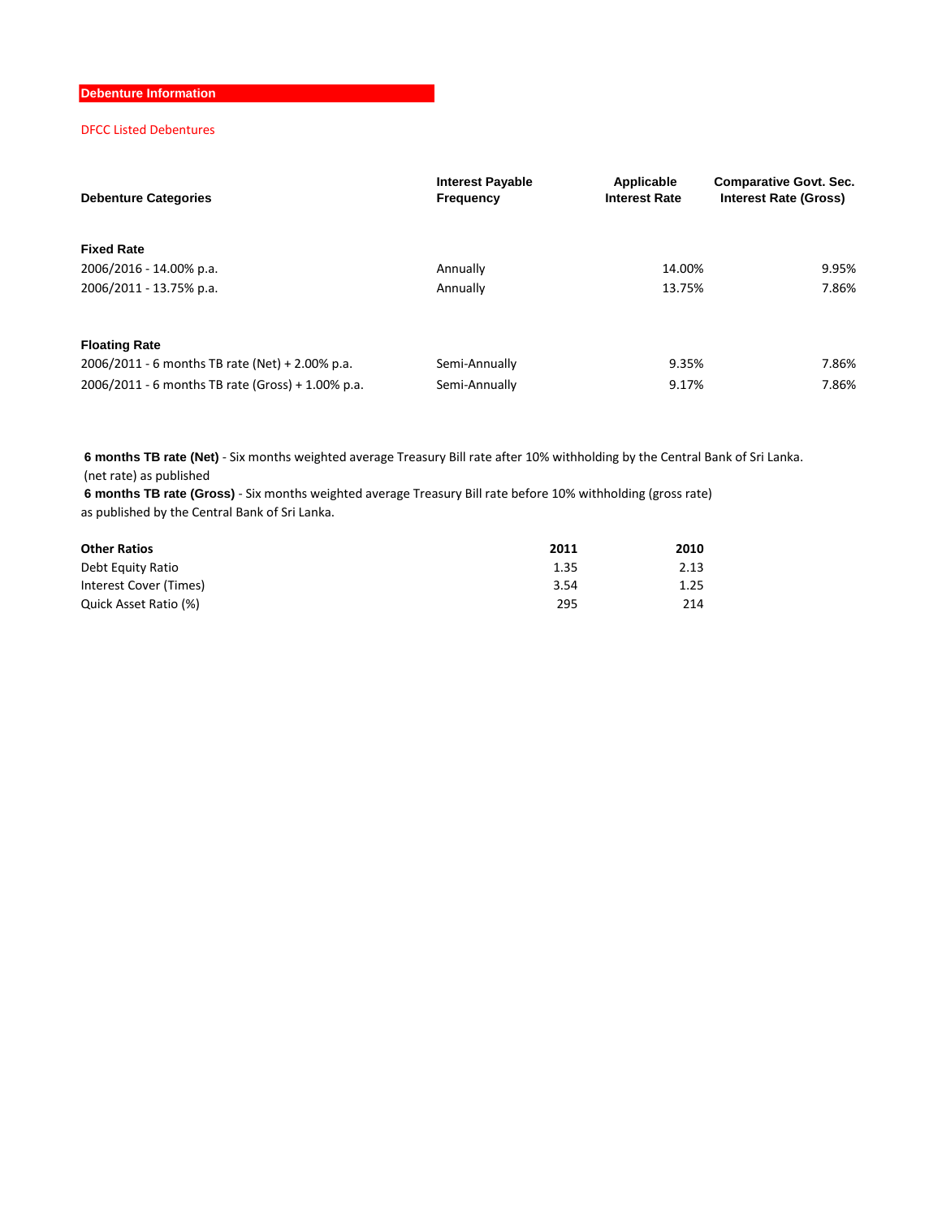## Debenture Information

DFCC Listed Debentures

| Debenture Categories | Interest Payable Frequency | Applicable Interest Rate | Comparative Govt. Sec. Interest Rate (Gross) |
|---|---|---|---|
| **Fixed Rate** | | | |
| 2006/2016 - 14.00% p.a. | Annually | 14.00% | 9.95% |
| 2006/2011 - 13.75% p.a. | Annually | 13.75% | 7.86% |
| **Floating Rate** | | | |
| 2006/2011 - 6 months TB rate (Net) + 2.00% p.a. | Semi-Annually | 9.35% | 7.86% |
| 2006/2011 - 6 months TB rate (Gross) + 1.00% p.a. | Semi-Annually | 9.17% | 7.86% |

**6 months TB rate (Net)** - Six months weighted average Treasury Bill rate after 10% withholding by the Central Bank of Sri Lanka. (net rate) as published

**6 months TB rate (Gross)** - Six months weighted average Treasury Bill rate before 10% withholding (gross rate) as published by the Central Bank of Sri Lanka.

| Other Ratios | 2011 | 2010 |
|---|---|---|
| Debt Equity Ratio | 1.35 | 2.13 |
| Interest Cover (Times) | 3.54 | 1.25 |
| Quick Asset Ratio (%) | 295 | 214 |